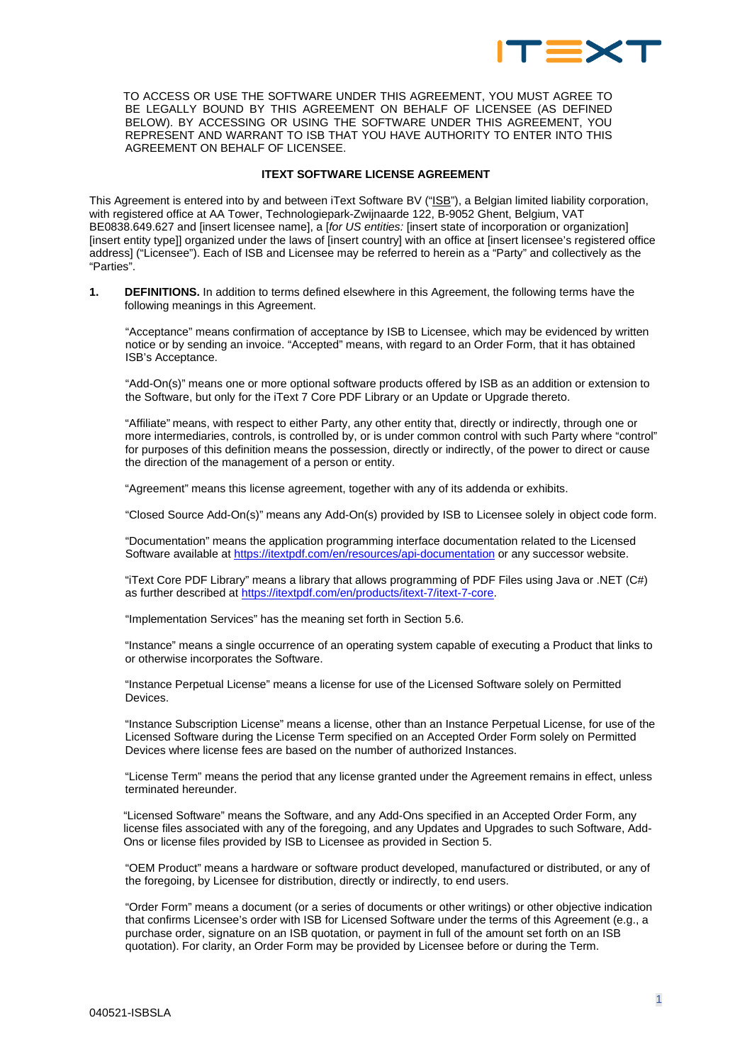TO ACCESS OR USE THE SOFTWARE UNDER THIS AGREEMENT, YOU MUST AGREE TO BE LEGALLY BOUND BY THIS AGREEMENT ON BEHALF OF LICENSEE (AS DEFINED BELOW). BY ACCESSING OR USING THE SOFTWARE UNDER THIS AGREEMENT, YOU REPRESENT AND WARRANT TO ISB THAT YOU HAVE AUTHORITY TO ENTER INTO THIS AGREEMENT ON BEHALF OF LICENSEE.

**ITEXT SOFTWARE LICENSE AGREEMENT**

This Agreement is entered into by and between iText Software BV ("ISB"), a Belgian limited liability corporation, with registered office at AA Tower, Technologiepark-Zwijnaarde 122, B-9052 Ghent, Belgium, VAT BE0838.649.627 and [insert licensee name], a [*for US entities:* [insert state of incorporation or organization] [insert entity type]] organized under the laws of [insert country] with an office at [insert licensee's registered office address] ("Licensee"). Each of ISB and Licensee may be referred to herein as a "Party" and collectively as the "Parties".

**1. DEFINITIONS.** In addition to terms defined elsewhere in this Agreement, the following terms have the following meanings in this Agreement.

"Acceptance" means confirmation of acceptance by ISB to Licensee, which may be evidenced by written notice or by sending an invoice. "Accepted" means, with regard to an Order Form, that it has obtained ISB's Acceptance.

"Add-On(s)" means one or more optional software products offered by ISB as an addition or extension to the Software, but only for the iText 7 Core PDF Library or an Update or Upgrade thereto.

"Affiliate" means, with respect to either Party, any other entity that, directly or indirectly, through one or more intermediaries, controls, is controlled by, or is under common control with such Party where "control" for purposes of this definition means the possession, directly or indirectly, of the power to direct or cause the direction of the management of a person or entity.

"Agreement" means this license agreement, together with any of its addenda or exhibits.

"Closed Source Add-On(s)" means any Add-On(s) provided by ISB to Licensee solely in object code form.

"Documentation" means the application programming interface documentation related to the Licensed Software available at https://itextpdf.com/en/resources/api-documentation or any successor website.

"iText Core PDF Library" means a library that allows programming of PDF Files using Java or .NET (C#) as further described at https://itextpdf.com/en/products/itext-7/itext-7-core.

"Implementation Services" has the meaning set forth in Section 5.6.

"Instance" means a single occurrence of an operating system capable of executing a Product that links to or otherwise incorporates the Software.

"Instance Perpetual License" means a license for use of the Licensed Software solely on Permitted Devices.

"Instance Subscription License" means a license, other than an Instance Perpetual License, for use of the Licensed Software during the License Term specified on an Accepted Order Form solely on Permitted Devices where license fees are based on the number of authorized Instances.

"License Term" means the period that any license granted under the Agreement remains in effect, unless terminated hereunder.

"Licensed Software" means the Software, and any Add-Ons specified in an Accepted Order Form, any license files associated with any of the foregoing, and any Updates and Upgrades to such Software, Add-Ons or license files provided by ISB to Licensee as provided in Section 5.

"OEM Product" means a hardware or software product developed, manufactured or distributed, or any of the foregoing, by Licensee for distribution, directly or indirectly, to end users.

"Order Form" means a document (or a series of documents or other writings) or other objective indication that confirms Licensee's order with ISB for Licensed Software under the terms of this Agreement (e.g., a purchase order, signature on an ISB quotation, or payment in full of the amount set forth on an ISB quotation). For clarity, an Order Form may be provided by Licensee before or during the Term.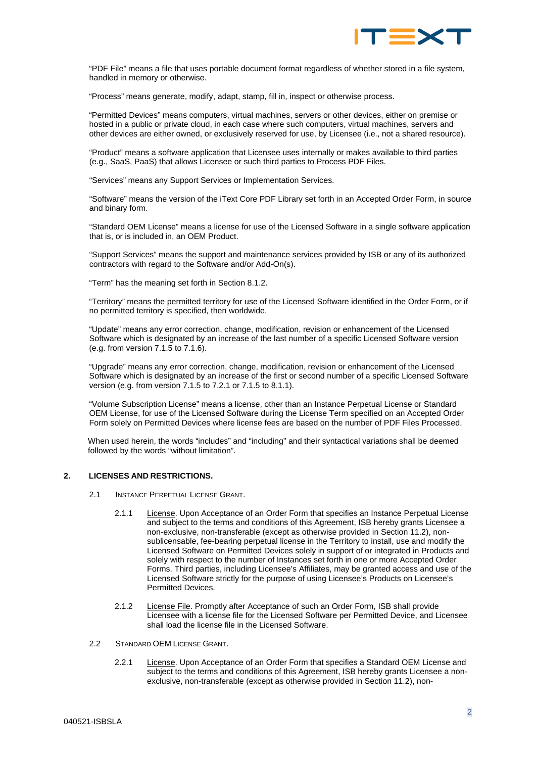"PDF File" means a file that uses portable document format regardless of whether stored in a file system, handled in memory or otherwise.

"Process" means generate, modify, adapt, stamp, fill in, inspect or otherwise process.

"Permitted Devices" means computers, virtual machines, servers or other devices, either on premise or hosted in a public or private cloud, in each case where such computers, virtual machines, servers and other devices are either owned, or exclusively reserved for use, by Licensee (i.e., not a shared resource).

"Product" means a software application that Licensee uses internally or makes available to third parties (e.g., SaaS, PaaS) that allows Licensee or such third parties to Process PDF Files.

"Services" means any Support Services or Implementation Services.

"Software" means the version of the iText Core PDF Library set forth in an Accepted Order Form, in source and binary form.

"Standard OEM License" means a license for use of the Licensed Software in a single software application that is, or is included in, an OEM Product.

"Support Services" means the support and maintenance services provided by ISB or any of its authorized contractors with regard to the Software and/or Add-On(s).

"Term" has the meaning set forth in Section 8.1.2.

"Territory" means the permitted territory for use of the Licensed Software identified in the Order Form, or if no permitted territory is specified, then worldwide.

"Update" means any error correction, change, modification, revision or enhancement of the Licensed Software which is designated by an increase of the last number of a specific Licensed Software version (e.g. from version 7.1.5 to 7.1.6).

"Upgrade" means any error correction, change, modification, revision or enhancement of the Licensed Software which is designated by an increase of the first or second number of a specific Licensed Software version (e.g. from version 7.1.5 to 7.2.1 or 7.1.5 to 8.1.1).

"Volume Subscription License" means a license, other than an Instance Perpetual License or Standard OEM License, for use of the Licensed Software during the License Term specified on an Accepted Order Form solely on Permitted Devices where license fees are based on the number of PDF Files Processed.

When used herein, the words "includes" and "including" and their syntactical variations shall be deemed followed by the words "without limitation".

## 2. LICENSES AND RESTRICTIONS.

### 2.1 INSTANCE PERPETUAL LICENSE GRANT.

2.1.1 License. Upon Acceptance of an Order Form that specifies an Instance Perpetual License and subject to the terms and conditions of this Agreement, ISB hereby grants Licensee a non-exclusive, non-transferable (except as otherwise provided in Section 11.2), non-sublicensable, fee-bearing perpetual license in the Territory to install, use and modify the Licensed Software on Permitted Devices solely in support of or integrated in Products and solely with respect to the number of Instances set forth in one or more Accepted Order Forms. Third parties, including Licensee's Affiliates, may be granted access and use of the Licensed Software strictly for the purpose of using Licensee's Products on Licensee's Permitted Devices.

2.1.2 License File. Promptly after Acceptance of such an Order Form, ISB shall provide Licensee with a license file for the Licensed Software per Permitted Device, and Licensee shall load the license file in the Licensed Software.

### 2.2 STANDARD OEM LICENSE GRANT.

2.2.1 License. Upon Acceptance of an Order Form that specifies a Standard OEM License and subject to the terms and conditions of this Agreement, ISB hereby grants Licensee a non-exclusive, non-transferable (except as otherwise provided in Section 11.2), non-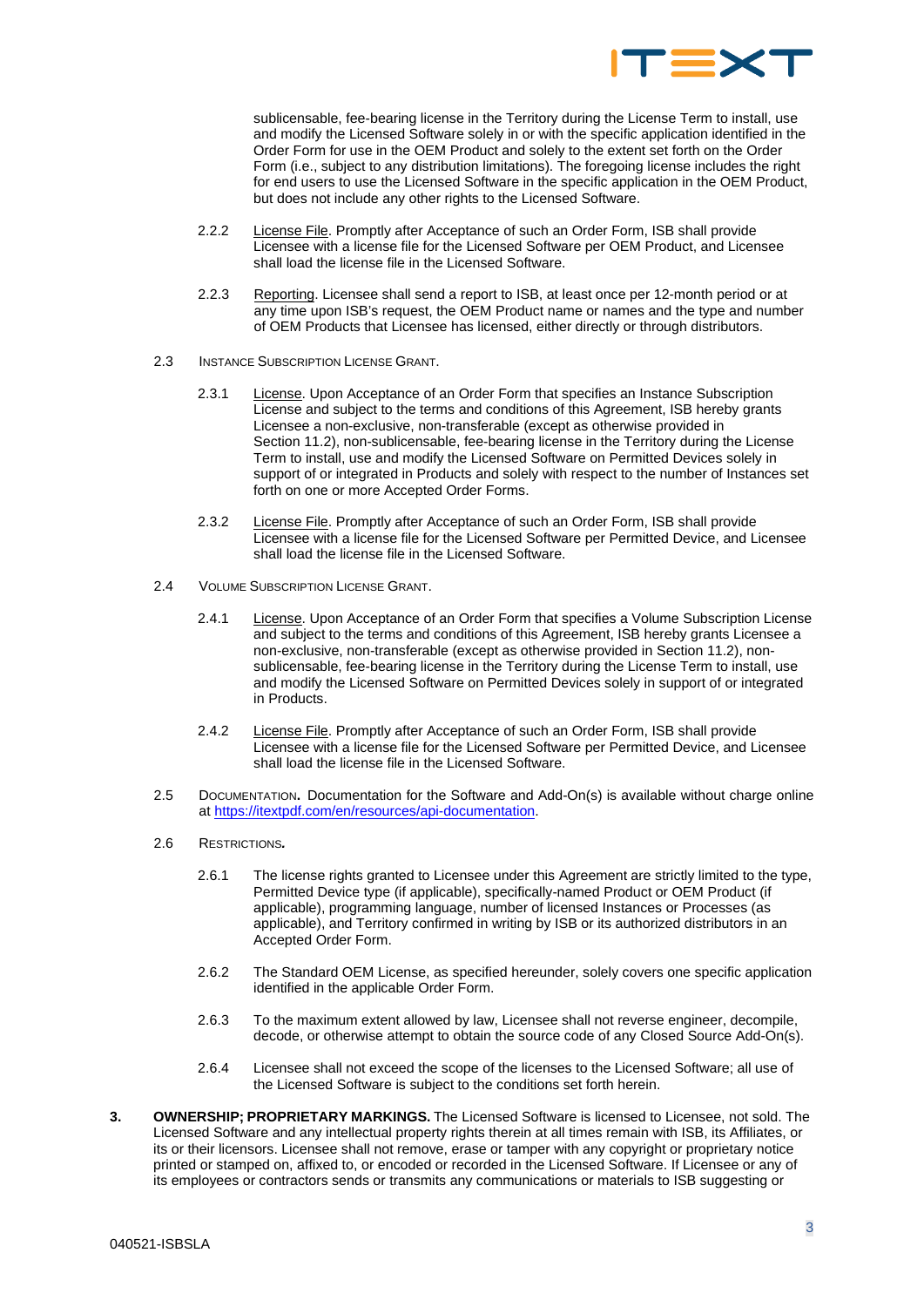sublicensable, fee-bearing license in the Territory during the License Term to install, use and modify the Licensed Software solely in or with the specific application identified in the Order Form for use in the OEM Product and solely to the extent set forth on the Order Form (i.e., subject to any distribution limitations). The foregoing license includes the right for end users to use the Licensed Software in the specific application in the OEM Product, but does not include any other rights to the Licensed Software.

2.2.2 License File. Promptly after Acceptance of such an Order Form, ISB shall provide Licensee with a license file for the Licensed Software per OEM Product, and Licensee shall load the license file in the Licensed Software.

2.2.3 Reporting. Licensee shall send a report to ISB, at least once per 12-month period or at any time upon ISB's request, the OEM Product name or names and the type and number of OEM Products that Licensee has licensed, either directly or through distributors.

2.3 INSTANCE SUBSCRIPTION LICENSE GRANT.

2.3.1 License. Upon Acceptance of an Order Form that specifies an Instance Subscription License and subject to the terms and conditions of this Agreement, ISB hereby grants Licensee a non-exclusive, non-transferable (except as otherwise provided in Section 11.2), non-sublicensable, fee-bearing license in the Territory during the License Term to install, use and modify the Licensed Software on Permitted Devices solely in support of or integrated in Products and solely with respect to the number of Instances set forth on one or more Accepted Order Forms.

2.3.2 License File. Promptly after Acceptance of such an Order Form, ISB shall provide Licensee with a license file for the Licensed Software per Permitted Device, and Licensee shall load the license file in the Licensed Software.

2.4 VOLUME SUBSCRIPTION LICENSE GRANT.

2.4.1 License. Upon Acceptance of an Order Form that specifies a Volume Subscription License and subject to the terms and conditions of this Agreement, ISB hereby grants Licensee a non-exclusive, non-transferable (except as otherwise provided in Section 11.2), non-sublicensable, fee-bearing license in the Territory during the License Term to install, use and modify the Licensed Software on Permitted Devices solely in support of or integrated in Products.

2.4.2 License File. Promptly after Acceptance of such an Order Form, ISB shall provide Licensee with a license file for the Licensed Software per Permitted Device, and Licensee shall load the license file in the Licensed Software.

2.5 DOCUMENTATION. Documentation for the Software and Add-On(s) is available without charge online at https://itextpdf.com/en/resources/api-documentation.

2.6 RESTRICTIONS.

2.6.1 The license rights granted to Licensee under this Agreement are strictly limited to the type, Permitted Device type (if applicable), specifically-named Product or OEM Product (if applicable), programming language, number of licensed Instances or Processes (as applicable), and Territory confirmed in writing by ISB or its authorized distributors in an Accepted Order Form.

2.6.2 The Standard OEM License, as specified hereunder, solely covers one specific application identified in the applicable Order Form.

2.6.3 To the maximum extent allowed by law, Licensee shall not reverse engineer, decompile, decode, or otherwise attempt to obtain the source code of any Closed Source Add-On(s).

2.6.4 Licensee shall not exceed the scope of the licenses to the Licensed Software; all use of the Licensed Software is subject to the conditions set forth herein.

**3. OWNERSHIP; PROPRIETARY MARKINGS.** The Licensed Software is licensed to Licensee, not sold. The Licensed Software and any intellectual property rights therein at all times remain with ISB, its Affiliates, or its or their licensors. Licensee shall not remove, erase or tamper with any copyright or proprietary notice printed or stamped on, affixed to, or encoded or recorded in the Licensed Software. If Licensee or any of its employees or contractors sends or transmits any communications or materials to ISB suggesting or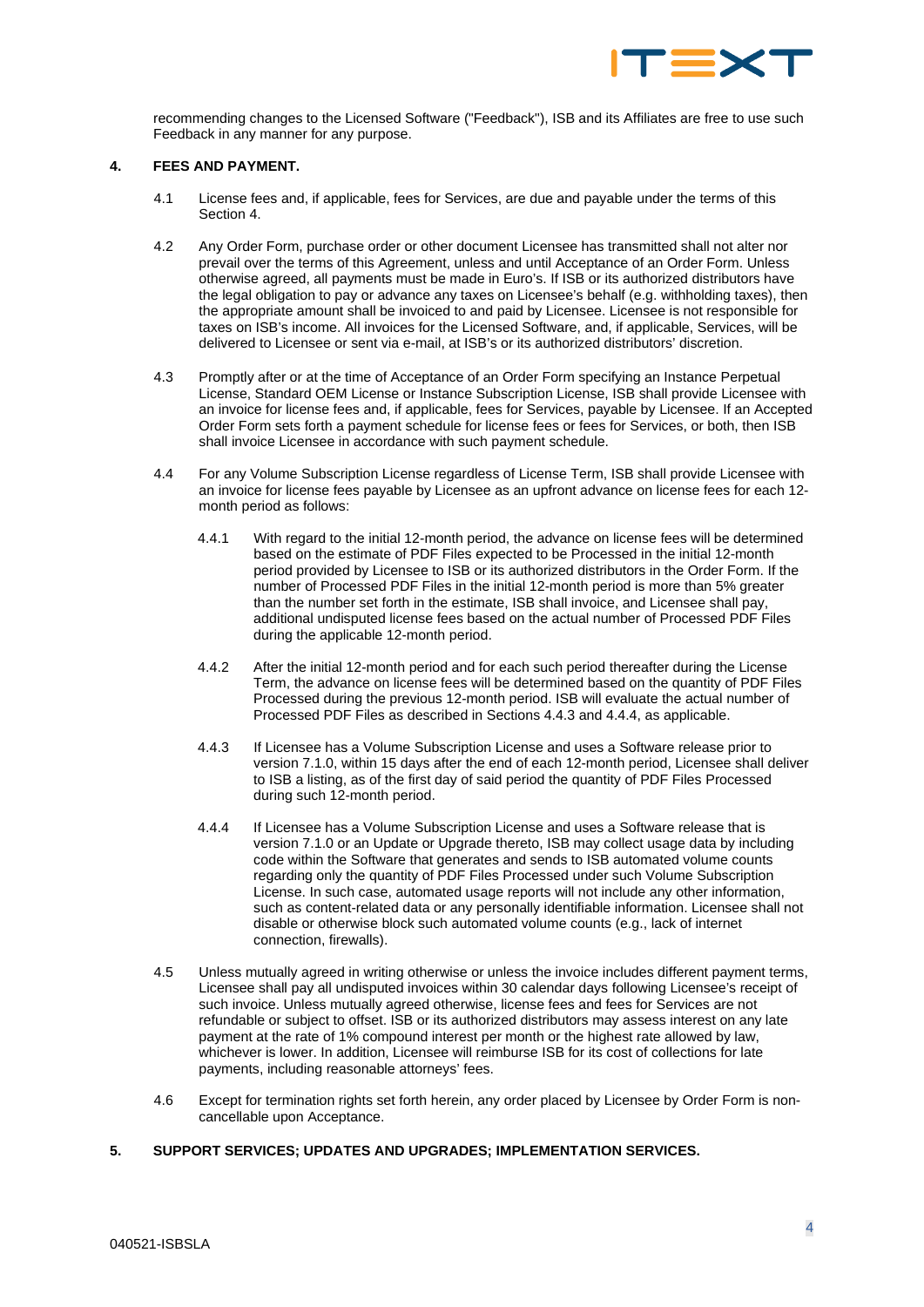recommending changes to the Licensed Software ("Feedback"), ISB and its Affiliates are free to use such Feedback in any manner for any purpose.

## 4. FEES AND PAYMENT.

4.1 License fees and, if applicable, fees for Services, are due and payable under the terms of this Section 4.

4.2 Any Order Form, purchase order or other document Licensee has transmitted shall not alter nor prevail over the terms of this Agreement, unless and until Acceptance of an Order Form. Unless otherwise agreed, all payments must be made in Euro's. If ISB or its authorized distributors have the legal obligation to pay or advance any taxes on Licensee's behalf (e.g. withholding taxes), then the appropriate amount shall be invoiced to and paid by Licensee. Licensee is not responsible for taxes on ISB's income. All invoices for the Licensed Software, and, if applicable, Services, will be delivered to Licensee or sent via e-mail, at ISB's or its authorized distributors' discretion.

4.3 Promptly after or at the time of Acceptance of an Order Form specifying an Instance Perpetual License, Standard OEM License or Instance Subscription License, ISB shall provide Licensee with an invoice for license fees and, if applicable, fees for Services, payable by Licensee. If an Accepted Order Form sets forth a payment schedule for license fees or fees for Services, or both, then ISB shall invoice Licensee in accordance with such payment schedule.

4.4 For any Volume Subscription License regardless of License Term, ISB shall provide Licensee with an invoice for license fees payable by Licensee as an upfront advance on license fees for each 12-month period as follows:

4.4.1 With regard to the initial 12-month period, the advance on license fees will be determined based on the estimate of PDF Files expected to be Processed in the initial 12-month period provided by Licensee to ISB or its authorized distributors in the Order Form. If the number of Processed PDF Files in the initial 12-month period is more than 5% greater than the number set forth in the estimate, ISB shall invoice, and Licensee shall pay, additional undisputed license fees based on the actual number of Processed PDF Files during the applicable 12-month period.

4.4.2 After the initial 12-month period and for each such period thereafter during the License Term, the advance on license fees will be determined based on the quantity of PDF Files Processed during the previous 12-month period. ISB will evaluate the actual number of Processed PDF Files as described in Sections 4.4.3 and 4.4.4, as applicable.

4.4.3 If Licensee has a Volume Subscription License and uses a Software release prior to version 7.1.0, within 15 days after the end of each 12-month period, Licensee shall deliver to ISB a listing, as of the first day of said period the quantity of PDF Files Processed during such 12-month period.

4.4.4 If Licensee has a Volume Subscription License and uses a Software release that is version 7.1.0 or an Update or Upgrade thereto, ISB may collect usage data by including code within the Software that generates and sends to ISB automated volume counts regarding only the quantity of PDF Files Processed under such Volume Subscription License. In such case, automated usage reports will not include any other information, such as content-related data or any personally identifiable information. Licensee shall not disable or otherwise block such automated volume counts (e.g., lack of internet connection, firewalls).

4.5 Unless mutually agreed in writing otherwise or unless the invoice includes different payment terms, Licensee shall pay all undisputed invoices within 30 calendar days following Licensee's receipt of such invoice. Unless mutually agreed otherwise, license fees and fees for Services are not refundable or subject to offset. ISB or its authorized distributors may assess interest on any late payment at the rate of 1% compound interest per month or the highest rate allowed by law, whichever is lower. In addition, Licensee will reimburse ISB for its cost of collections for late payments, including reasonable attorneys' fees.

4.6 Except for termination rights set forth herein, any order placed by Licensee by Order Form is non-cancellable upon Acceptance.

## 5. SUPPORT SERVICES; UPDATES AND UPGRADES; IMPLEMENTATION SERVICES.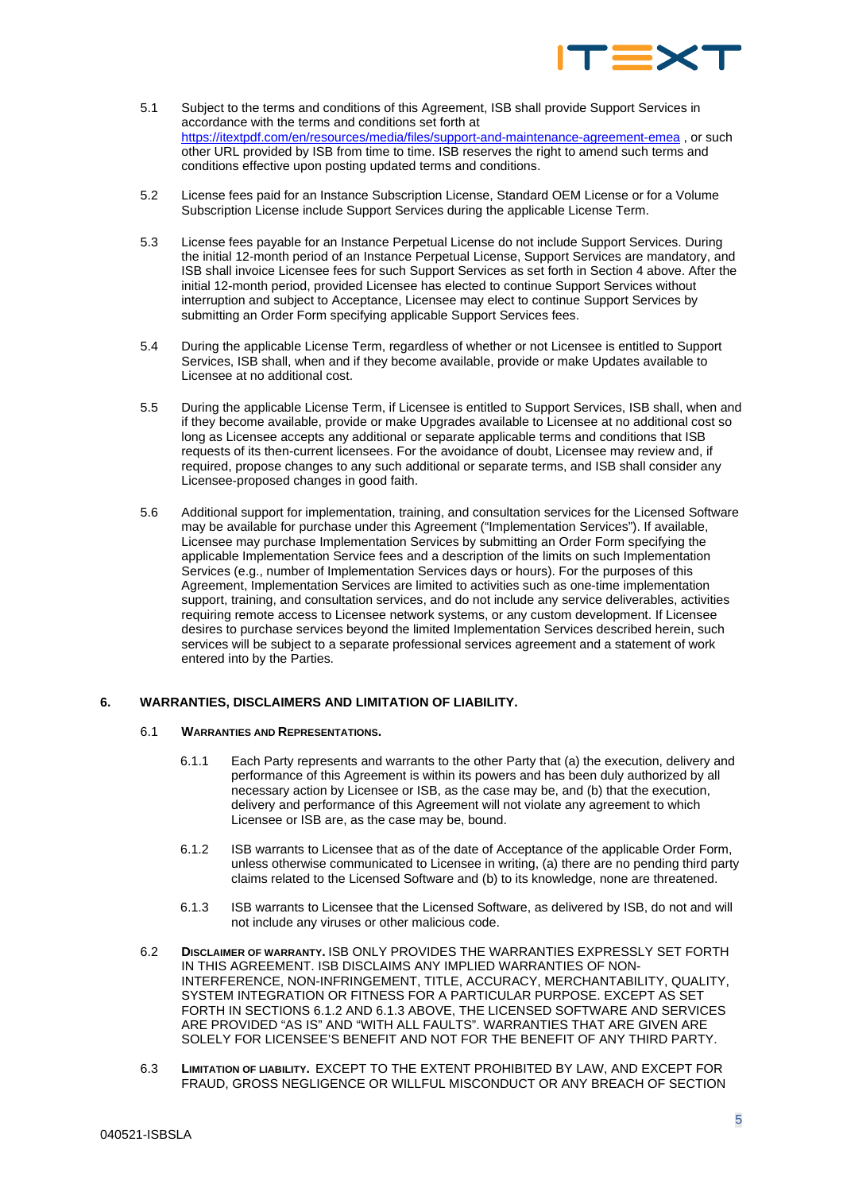5.1 Subject to the terms and conditions of this Agreement, ISB shall provide Support Services in accordance with the terms and conditions set forth at [https://itextpdf.com/en/resources/media/files/support-and-maintenance-agreement-emea](https://itextpdf.com/en/resources/media/files/support-and-maintenance-agreement-emea) , or such other URL provided by ISB from time to time. ISB reserves the right to amend such terms and conditions effective upon posting updated terms and conditions.

5.2 License fees paid for an Instance Subscription License, Standard OEM License or for a Volume Subscription License include Support Services during the applicable License Term.

5.3 License fees payable for an Instance Perpetual License do not include Support Services. During the initial 12-month period of an Instance Perpetual License, Support Services are mandatory, and ISB shall invoice Licensee fees for such Support Services as set forth in Section 4 above. After the initial 12-month period, provided Licensee has elected to continue Support Services without interruption and subject to Acceptance, Licensee may elect to continue Support Services by submitting an Order Form specifying applicable Support Services fees.

5.4 During the applicable License Term, regardless of whether or not Licensee is entitled to Support Services, ISB shall, when and if they become available, provide or make Updates available to Licensee at no additional cost.

5.5 During the applicable License Term, if Licensee is entitled to Support Services, ISB shall, when and if they become available, provide or make Upgrades available to Licensee at no additional cost so long as Licensee accepts any additional or separate applicable terms and conditions that ISB requests of its then-current licensees. For the avoidance of doubt, Licensee may review and, if required, propose changes to any such additional or separate terms, and ISB shall consider any Licensee-proposed changes in good faith.

5.6 Additional support for implementation, training, and consultation services for the Licensed Software may be available for purchase under this Agreement ("Implementation Services"). If available, Licensee may purchase Implementation Services by submitting an Order Form specifying the applicable Implementation Service fees and a description of the limits on such Implementation Services (e.g., number of Implementation Services days or hours). For the purposes of this Agreement, Implementation Services are limited to activities such as one-time implementation support, training, and consultation services, and do not include any service deliverables, activities requiring remote access to Licensee network systems, or any custom development. If Licensee desires to purchase services beyond the limited Implementation Services described herein, such services will be subject to a separate professional services agreement and a statement of work entered into by the Parties.

## 6. WARRANTIES, DISCLAIMERS AND LIMITATION OF LIABILITY.

6.1 **WARRANTIES AND REPRESENTATIONS.**

6.1.1 Each Party represents and warrants to the other Party that (a) the execution, delivery and performance of this Agreement is within its powers and has been duly authorized by all necessary action by Licensee or ISB, as the case may be, and (b) that the execution, delivery and performance of this Agreement will not violate any agreement to which Licensee or ISB are, as the case may be, bound.

6.1.2 ISB warrants to Licensee that as of the date of Acceptance of the applicable Order Form, unless otherwise communicated to Licensee in writing, (a) there are no pending third party claims related to the Licensed Software and (b) to its knowledge, none are threatened.

6.1.3 ISB warrants to Licensee that the Licensed Software, as delivered by ISB, do not and will not include any viruses or other malicious code.

6.2 **DISCLAIMER OF WARRANTY.** ISB ONLY PROVIDES THE WARRANTIES EXPRESSLY SET FORTH IN THIS AGREEMENT. ISB DISCLAIMS ANY IMPLIED WARRANTIES OF NON-INTERFERENCE, NON-INFRINGEMENT, TITLE, ACCURACY, MERCHANTABILITY, QUALITY, SYSTEM INTEGRATION OR FITNESS FOR A PARTICULAR PURPOSE. EXCEPT AS SET FORTH IN SECTIONS 6.1.2 AND 6.1.3 ABOVE, THE LICENSED SOFTWARE AND SERVICES ARE PROVIDED "AS IS" AND "WITH ALL FAULTS". WARRANTIES THAT ARE GIVEN ARE SOLELY FOR LICENSEE'S BENEFIT AND NOT FOR THE BENEFIT OF ANY THIRD PARTY.

6.3 **LIMITATION OF LIABILITY.** EXCEPT TO THE EXTENT PROHIBITED BY LAW, AND EXCEPT FOR FRAUD, GROSS NEGLIGENCE OR WILLFUL MISCONDUCT OR ANY BREACH OF SECTION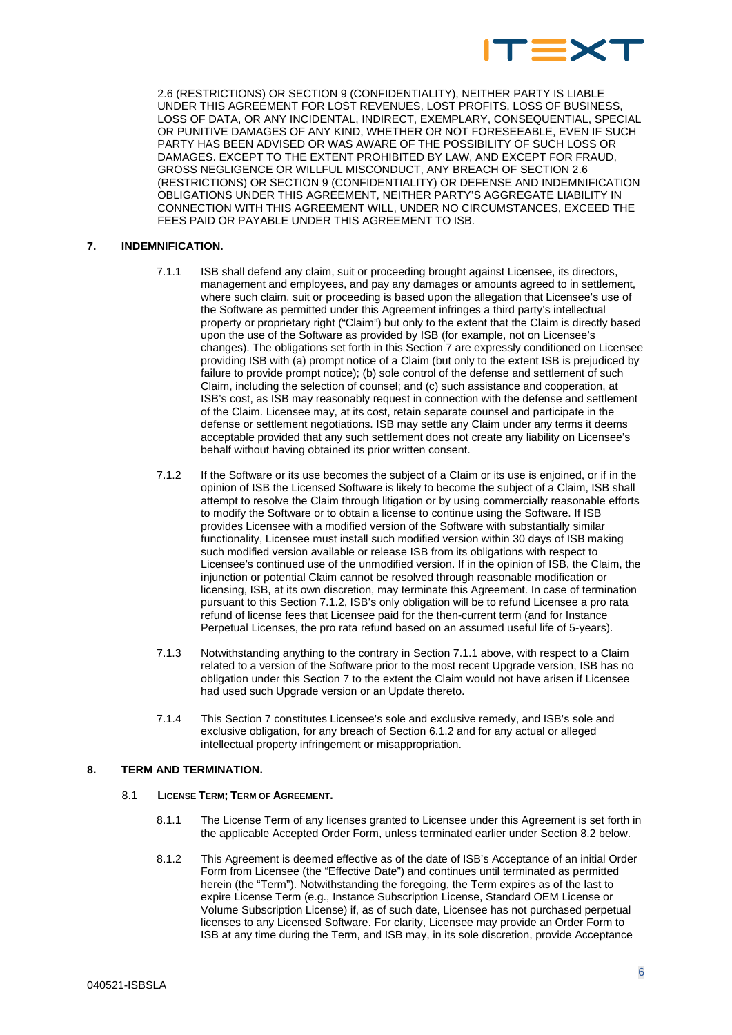2.6 (RESTRICTIONS) OR SECTION 9 (CONFIDENTIALITY), NEITHER PARTY IS LIABLE UNDER THIS AGREEMENT FOR LOST REVENUES, LOST PROFITS, LOSS OF BUSINESS, LOSS OF DATA, OR ANY INCIDENTAL, INDIRECT, EXEMPLARY, CONSEQUENTIAL, SPECIAL OR PUNITIVE DAMAGES OF ANY KIND, WHETHER OR NOT FORESEEABLE, EVEN IF SUCH PARTY HAS BEEN ADVISED OR WAS AWARE OF THE POSSIBILITY OF SUCH LOSS OR DAMAGES. EXCEPT TO THE EXTENT PROHIBITED BY LAW, AND EXCEPT FOR FRAUD, GROSS NEGLIGENCE OR WILLFUL MISCONDUCT, ANY BREACH OF SECTION 2.6 (RESTRICTIONS) OR SECTION 9 (CONFIDENTIALITY) OR DEFENSE AND INDEMNIFICATION OBLIGATIONS UNDER THIS AGREEMENT, NEITHER PARTY'S AGGREGATE LIABILITY IN CONNECTION WITH THIS AGREEMENT WILL, UNDER NO CIRCUMSTANCES, EXCEED THE FEES PAID OR PAYABLE UNDER THIS AGREEMENT TO ISB.

## 7. INDEMNIFICATION.

7.1.1 ISB shall defend any claim, suit or proceeding brought against Licensee, its directors, management and employees, and pay any damages or amounts agreed to in settlement, where such claim, suit or proceeding is based upon the allegation that Licensee's use of the Software as permitted under this Agreement infringes a third party's intellectual property or proprietary right ("Claim") but only to the extent that the Claim is directly based upon the use of the Software as provided by ISB (for example, not on Licensee's changes). The obligations set forth in this Section 7 are expressly conditioned on Licensee providing ISB with (a) prompt notice of a Claim (but only to the extent ISB is prejudiced by failure to provide prompt notice); (b) sole control of the defense and settlement of such Claim, including the selection of counsel; and (c) such assistance and cooperation, at ISB's cost, as ISB may reasonably request in connection with the defense and settlement of the Claim. Licensee may, at its cost, retain separate counsel and participate in the defense or settlement negotiations. ISB may settle any Claim under any terms it deems acceptable provided that any such settlement does not create any liability on Licensee's behalf without having obtained its prior written consent.

7.1.2 If the Software or its use becomes the subject of a Claim or its use is enjoined, or if in the opinion of ISB the Licensed Software is likely to become the subject of a Claim, ISB shall attempt to resolve the Claim through litigation or by using commercially reasonable efforts to modify the Software or to obtain a license to continue using the Software. If ISB provides Licensee with a modified version of the Software with substantially similar functionality, Licensee must install such modified version within 30 days of ISB making such modified version available or release ISB from its obligations with respect to Licensee's continued use of the unmodified version. If in the opinion of ISB, the Claim, the injunction or potential Claim cannot be resolved through reasonable modification or licensing, ISB, at its own discretion, may terminate this Agreement. In case of termination pursuant to this Section 7.1.2, ISB's only obligation will be to refund Licensee a pro rata refund of license fees that Licensee paid for the then-current term (and for Instance Perpetual Licenses, the pro rata refund based on an assumed useful life of 5-years).

7.1.3 Notwithstanding anything to the contrary in Section 7.1.1 above, with respect to a Claim related to a version of the Software prior to the most recent Upgrade version, ISB has no obligation under this Section 7 to the extent the Claim would not have arisen if Licensee had used such Upgrade version or an Update thereto.

7.1.4 This Section 7 constitutes Licensee's sole and exclusive remedy, and ISB's sole and exclusive obligation, for any breach of Section 6.1.2 and for any actual or alleged intellectual property infringement or misappropriation.

## 8. TERM AND TERMINATION.

### 8.1 LICENSE TERM; TERM OF AGREEMENT.

8.1.1 The License Term of any licenses granted to Licensee under this Agreement is set forth in the applicable Accepted Order Form, unless terminated earlier under Section 8.2 below.

8.1.2 This Agreement is deemed effective as of the date of ISB's Acceptance of an initial Order Form from Licensee (the "Effective Date") and continues until terminated as permitted herein (the "Term"). Notwithstanding the foregoing, the Term expires as of the last to expire License Term (e.g., Instance Subscription License, Standard OEM License or Volume Subscription License) if, as of such date, Licensee has not purchased perpetual licenses to any Licensed Software. For clarity, Licensee may provide an Order Form to ISB at any time during the Term, and ISB may, in its sole discretion, provide Acceptance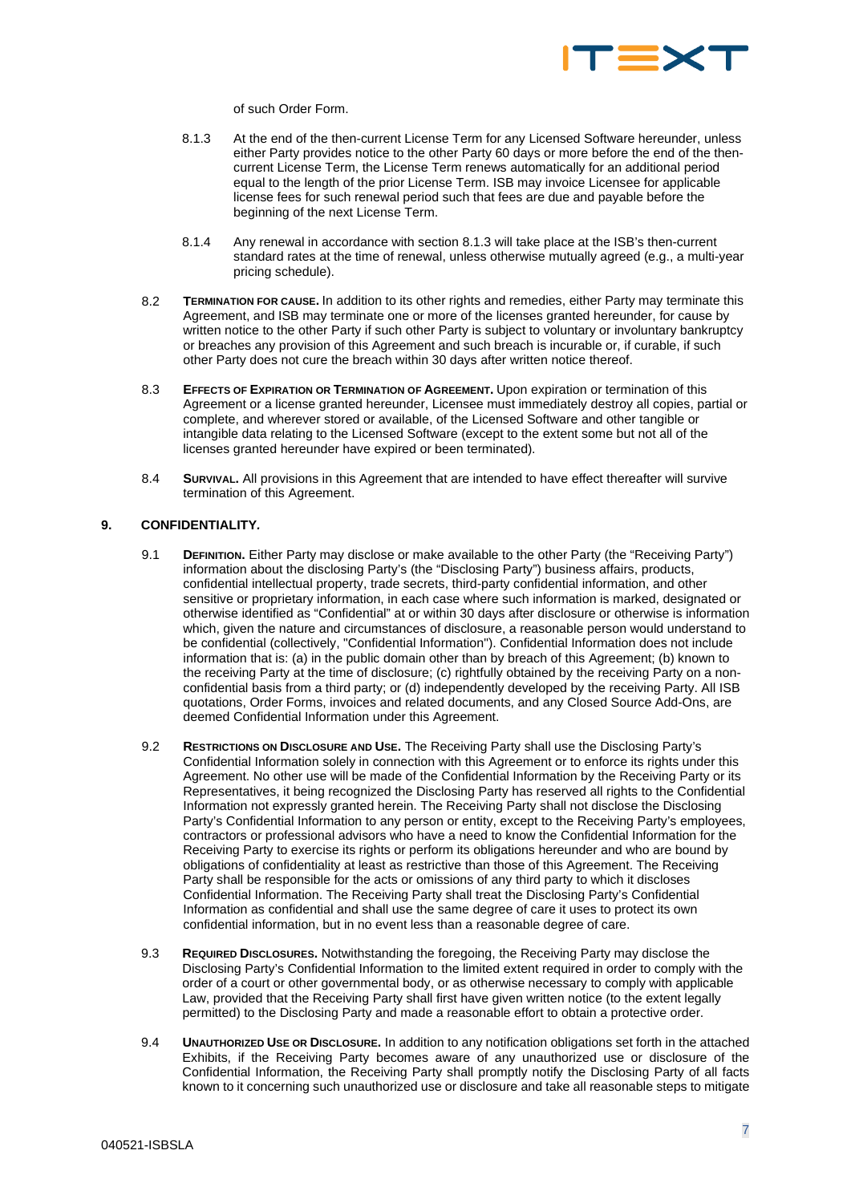of such Order Form.

8.1.3 At the end of the then-current License Term for any Licensed Software hereunder, unless either Party provides notice to the other Party 60 days or more before the end of the then-current License Term, the License Term renews automatically for an additional period equal to the length of the prior License Term. ISB may invoice Licensee for applicable license fees for such renewal period such that fees are due and payable before the beginning of the next License Term.

8.1.4 Any renewal in accordance with section 8.1.3 will take place at the ISB's then-current standard rates at the time of renewal, unless otherwise mutually agreed (e.g., a multi-year pricing schedule).

8.2 **TERMINATION FOR CAUSE.** In addition to its other rights and remedies, either Party may terminate this Agreement, and ISB may terminate one or more of the licenses granted hereunder, for cause by written notice to the other Party if such other Party is subject to voluntary or involuntary bankruptcy or breaches any provision of this Agreement and such breach is incurable or, if curable, if such other Party does not cure the breach within 30 days after written notice thereof.

8.3 **EFFECTS OF EXPIRATION OR TERMINATION OF AGREEMENT.** Upon expiration or termination of this Agreement or a license granted hereunder, Licensee must immediately destroy all copies, partial or complete, and wherever stored or available, of the Licensed Software and other tangible or intangible data relating to the Licensed Software (except to the extent some but not all of the licenses granted hereunder have expired or been terminated).

8.4 **SURVIVAL.** All provisions in this Agreement that are intended to have effect thereafter will survive termination of this Agreement.

## 9. CONFIDENTIALITY.

9.1 **DEFINITION.** Either Party may disclose or make available to the other Party (the "Receiving Party") information about the disclosing Party's (the "Disclosing Party") business affairs, products, confidential intellectual property, trade secrets, third-party confidential information, and other sensitive or proprietary information, in each case where such information is marked, designated or otherwise identified as "Confidential" at or within 30 days after disclosure or otherwise is information which, given the nature and circumstances of disclosure, a reasonable person would understand to be confidential (collectively, "Confidential Information"). Confidential Information does not include information that is: (a) in the public domain other than by breach of this Agreement; (b) known to the receiving Party at the time of disclosure; (c) rightfully obtained by the receiving Party on a non-confidential basis from a third party; or (d) independently developed by the receiving Party. All ISB quotations, Order Forms, invoices and related documents, and any Closed Source Add-Ons, are deemed Confidential Information under this Agreement.

9.2 **RESTRICTIONS ON DISCLOSURE AND USE.** The Receiving Party shall use the Disclosing Party's Confidential Information solely in connection with this Agreement or to enforce its rights under this Agreement. No other use will be made of the Confidential Information by the Receiving Party or its Representatives, it being recognized the Disclosing Party has reserved all rights to the Confidential Information not expressly granted herein. The Receiving Party shall not disclose the Disclosing Party's Confidential Information to any person or entity, except to the Receiving Party's employees, contractors or professional advisors who have a need to know the Confidential Information for the Receiving Party to exercise its rights or perform its obligations hereunder and who are bound by obligations of confidentiality at least as restrictive than those of this Agreement. The Receiving Party shall be responsible for the acts or omissions of any third party to which it discloses Confidential Information. The Receiving Party shall treat the Disclosing Party's Confidential Information as confidential and shall use the same degree of care it uses to protect its own confidential information, but in no event less than a reasonable degree of care.

9.3 **REQUIRED DISCLOSURES.** Notwithstanding the foregoing, the Receiving Party may disclose the Disclosing Party's Confidential Information to the limited extent required in order to comply with the order of a court or other governmental body, or as otherwise necessary to comply with applicable Law, provided that the Receiving Party shall first have given written notice (to the extent legally permitted) to the Disclosing Party and made a reasonable effort to obtain a protective order.

9.4 **UNAUTHORIZED USE OR DISCLOSURE.** In addition to any notification obligations set forth in the attached Exhibits, if the Receiving Party becomes aware of any unauthorized use or disclosure of the Confidential Information, the Receiving Party shall promptly notify the Disclosing Party of all facts known to it concerning such unauthorized use or disclosure and take all reasonable steps to mitigate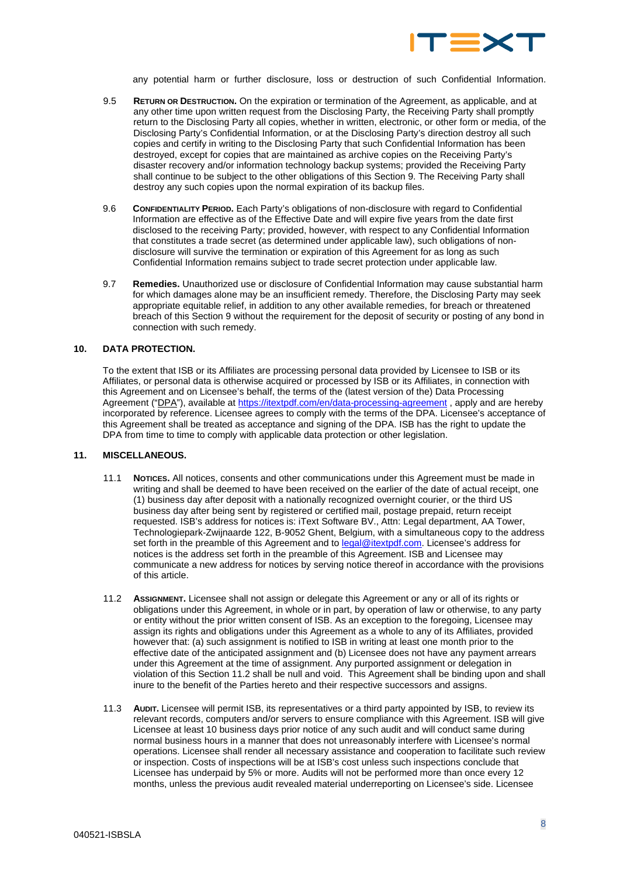any potential harm or further disclosure, loss or destruction of such Confidential Information.

9.5 **Return or Destruction.** On the expiration or termination of the Agreement, as applicable, and at any other time upon written request from the Disclosing Party, the Receiving Party shall promptly return to the Disclosing Party all copies, whether in written, electronic, or other form or media, of the Disclosing Party's Confidential Information, or at the Disclosing Party's direction destroy all such copies and certify in writing to the Disclosing Party that such Confidential Information has been destroyed, except for copies that are maintained as archive copies on the Receiving Party's disaster recovery and/or information technology backup systems; provided the Receiving Party shall continue to be subject to the other obligations of this Section 9. The Receiving Party shall destroy any such copies upon the normal expiration of its backup files.

9.6 **Confidentiality Period.** Each Party's obligations of non-disclosure with regard to Confidential Information are effective as of the Effective Date and will expire five years from the date first disclosed to the receiving Party; provided, however, with respect to any Confidential Information that constitutes a trade secret (as determined under applicable law), such obligations of non-disclosure will survive the termination or expiration of this Agreement for as long as such Confidential Information remains subject to trade secret protection under applicable law.

9.7 **Remedies.** Unauthorized use or disclosure of Confidential Information may cause substantial harm for which damages alone may be an insufficient remedy. Therefore, the Disclosing Party may seek appropriate equitable relief, in addition to any other available remedies, for breach or threatened breach of this Section 9 without the requirement for the deposit of security or posting of any bond in connection with such remedy.

## 10. DATA PROTECTION.

To the extent that ISB or its Affiliates are processing personal data provided by Licensee to ISB or its Affiliates, or personal data is otherwise acquired or processed by ISB or its Affiliates, in connection with this Agreement and on Licensee's behalf, the terms of the (latest version of the) Data Processing Agreement ("DPA"), available at https://itextpdf.com/en/data-processing-agreement , apply and are hereby incorporated by reference. Licensee agrees to comply with the terms of the DPA. Licensee's acceptance of this Agreement shall be treated as acceptance and signing of the DPA. ISB has the right to update the DPA from time to time to comply with applicable data protection or other legislation.

## 11. MISCELLANEOUS.

11.1 **Notices.** All notices, consents and other communications under this Agreement must be made in writing and shall be deemed to have been received on the earlier of the date of actual receipt, one (1) business day after deposit with a nationally recognized overnight courier, or the third US business day after being sent by registered or certified mail, postage prepaid, return receipt requested. ISB's address for notices is: iText Software BV., Attn: Legal department, AA Tower, Technologiepark-Zwijnaarde 122, B-9052 Ghent, Belgium, with a simultaneous copy to the address set forth in the preamble of this Agreement and to legal@itextpdf.com. Licensee's address for notices is the address set forth in the preamble of this Agreement. ISB and Licensee may communicate a new address for notices by serving notice thereof in accordance with the provisions of this article.

11.2 **Assignment.** Licensee shall not assign or delegate this Agreement or any or all of its rights or obligations under this Agreement, in whole or in part, by operation of law or otherwise, to any party or entity without the prior written consent of ISB. As an exception to the foregoing, Licensee may assign its rights and obligations under this Agreement as a whole to any of its Affiliates, provided however that: (a) such assignment is notified to ISB in writing at least one month prior to the effective date of the anticipated assignment and (b) Licensee does not have any payment arrears under this Agreement at the time of assignment. Any purported assignment or delegation in violation of this Section 11.2 shall be null and void. This Agreement shall be binding upon and shall inure to the benefit of the Parties hereto and their respective successors and assigns.

11.3 **Audit.** Licensee will permit ISB, its representatives or a third party appointed by ISB, to review its relevant records, computers and/or servers to ensure compliance with this Agreement. ISB will give Licensee at least 10 business days prior notice of any such audit and will conduct same during normal business hours in a manner that does not unreasonably interfere with Licensee's normal operations. Licensee shall render all necessary assistance and cooperation to facilitate such review or inspection. Costs of inspections will be at ISB's cost unless such inspections conclude that Licensee has underpaid by 5% or more. Audits will not be performed more than once every 12 months, unless the previous audit revealed material underreporting on Licensee's side. Licensee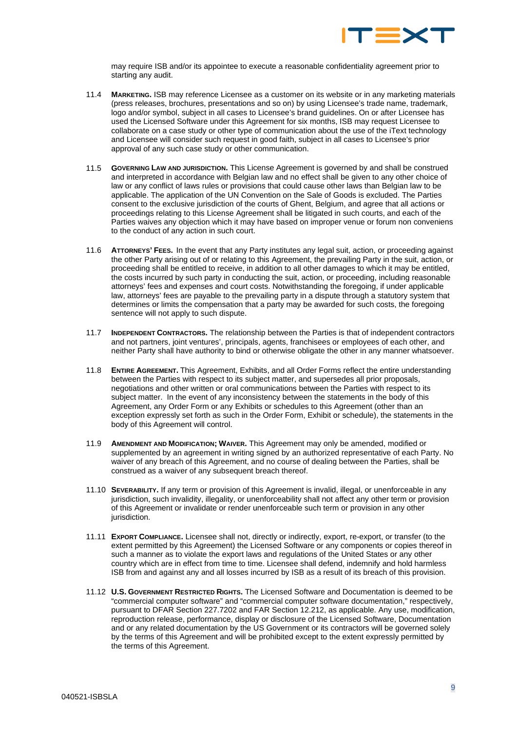may require ISB and/or its appointee to execute a reasonable confidentiality agreement prior to starting any audit.

11.4 **MARKETING.** ISB may reference Licensee as a customer on its website or in any marketing materials (press releases, brochures, presentations and so on) by using Licensee's trade name, trademark, logo and/or symbol, subject in all cases to Licensee's brand guidelines. On or after Licensee has used the Licensed Software under this Agreement for six months, ISB may request Licensee to collaborate on a case study or other type of communication about the use of the iText technology and Licensee will consider such request in good faith, subject in all cases to Licensee's prior approval of any such case study or other communication.

11.5 **GOVERNING LAW AND JURISDICTION.** This License Agreement is governed by and shall be construed and interpreted in accordance with Belgian law and no effect shall be given to any other choice of law or any conflict of laws rules or provisions that could cause other laws than Belgian law to be applicable. The application of the UN Convention on the Sale of Goods is excluded. The Parties consent to the exclusive jurisdiction of the courts of Ghent, Belgium, and agree that all actions or proceedings relating to this License Agreement shall be litigated in such courts, and each of the Parties waives any objection which it may have based on improper venue or forum non conveniens to the conduct of any action in such court.

11.6 **ATTORNEYS' FEES.** In the event that any Party institutes any legal suit, action, or proceeding against the other Party arising out of or relating to this Agreement, the prevailing Party in the suit, action, or proceeding shall be entitled to receive, in addition to all other damages to which it may be entitled, the costs incurred by such party in conducting the suit, action, or proceeding, including reasonable attorneys' fees and expenses and court costs. Notwithstanding the foregoing, if under applicable law, attorneys' fees are payable to the prevailing party in a dispute through a statutory system that determines or limits the compensation that a party may be awarded for such costs, the foregoing sentence will not apply to such dispute.

11.7 **INDEPENDENT CONTRACTORS.** The relationship between the Parties is that of independent contractors and not partners, joint ventures', principals, agents, franchisees or employees of each other, and neither Party shall have authority to bind or otherwise obligate the other in any manner whatsoever.

11.8 **ENTIRE AGREEMENT.** This Agreement, Exhibits, and all Order Forms reflect the entire understanding between the Parties with respect to its subject matter, and supersedes all prior proposals, negotiations and other written or oral communications between the Parties with respect to its subject matter. In the event of any inconsistency between the statements in the body of this Agreement, any Order Form or any Exhibits or schedules to this Agreement (other than an exception expressly set forth as such in the Order Form, Exhibit or schedule), the statements in the body of this Agreement will control.

11.9 **AMENDMENT AND MODIFICATION; WAIVER.** This Agreement may only be amended, modified or supplemented by an agreement in writing signed by an authorized representative of each Party. No waiver of any breach of this Agreement, and no course of dealing between the Parties, shall be construed as a waiver of any subsequent breach thereof.

11.10 **SEVERABILITY.** If any term or provision of this Agreement is invalid, illegal, or unenforceable in any jurisdiction, such invalidity, illegality, or unenforceability shall not affect any other term or provision of this Agreement or invalidate or render unenforceable such term or provision in any other jurisdiction.

11.11 **EXPORT COMPLIANCE.** Licensee shall not, directly or indirectly, export, re-export, or transfer (to the extent permitted by this Agreement) the Licensed Software or any components or copies thereof in such a manner as to violate the export laws and regulations of the United States or any other country which are in effect from time to time. Licensee shall defend, indemnify and hold harmless ISB from and against any and all losses incurred by ISB as a result of its breach of this provision.

11.12 **U.S. GOVERNMENT RESTRICTED RIGHTS.** The Licensed Software and Documentation is deemed to be "commercial computer software" and "commercial computer software documentation," respectively, pursuant to DFAR Section 227.7202 and FAR Section 12.212, as applicable. Any use, modification, reproduction release, performance, display or disclosure of the Licensed Software, Documentation and or any related documentation by the US Government or its contractors will be governed solely by the terms of this Agreement and will be prohibited except to the extent expressly permitted by the terms of this Agreement.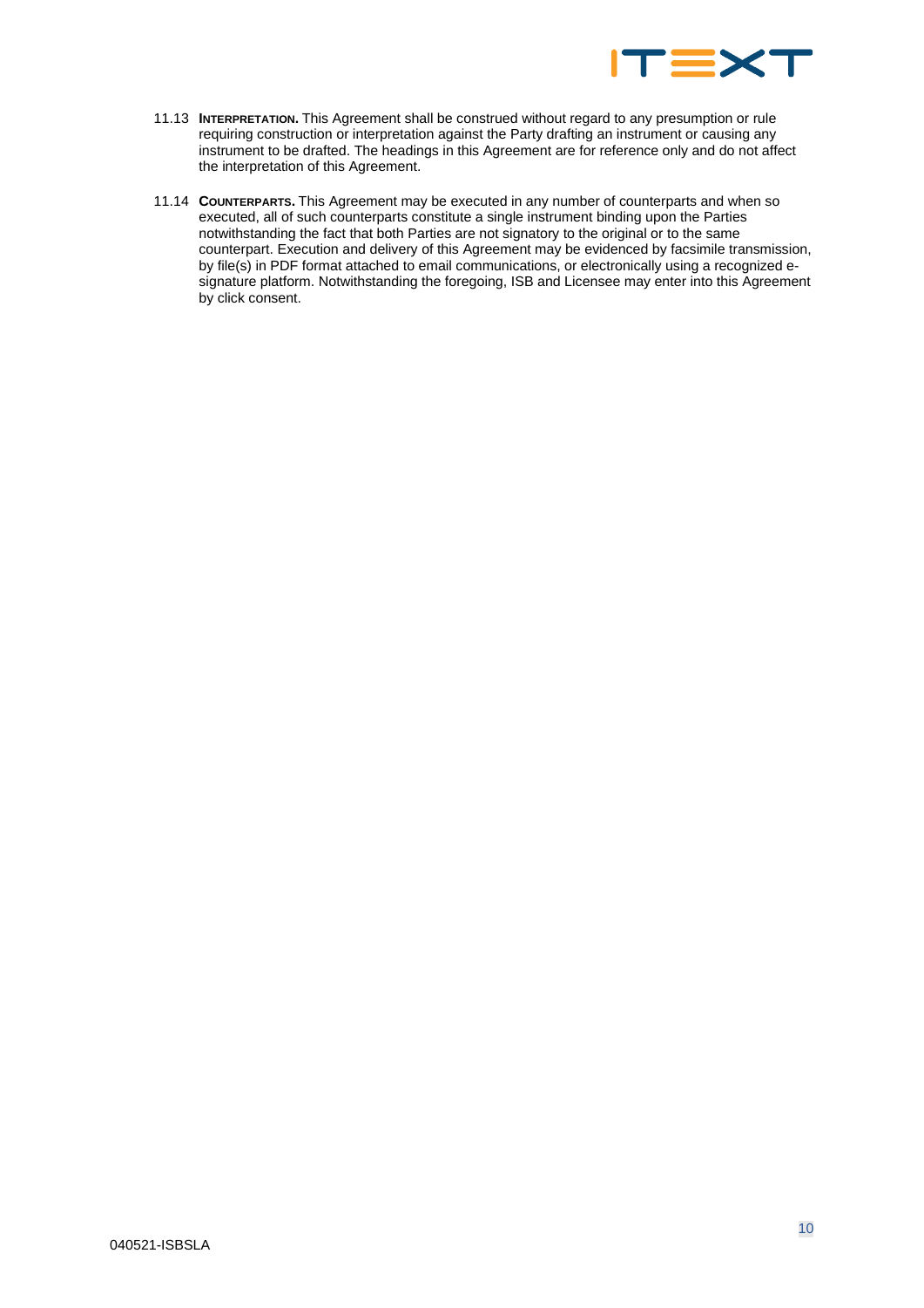11.13 **INTERPRETATION.** This Agreement shall be construed without regard to any presumption or rule requiring construction or interpretation against the Party drafting an instrument or causing any instrument to be drafted. The headings in this Agreement are for reference only and do not affect the interpretation of this Agreement.

11.14 **COUNTERPARTS.** This Agreement may be executed in any number of counterparts and when so executed, all of such counterparts constitute a single instrument binding upon the Parties notwithstanding the fact that both Parties are not signatory to the original or to the same counterpart. Execution and delivery of this Agreement may be evidenced by facsimile transmission, by file(s) in PDF format attached to email communications, or electronically using a recognized e-signature platform. Notwithstanding the foregoing, ISB and Licensee may enter into this Agreement by click consent.